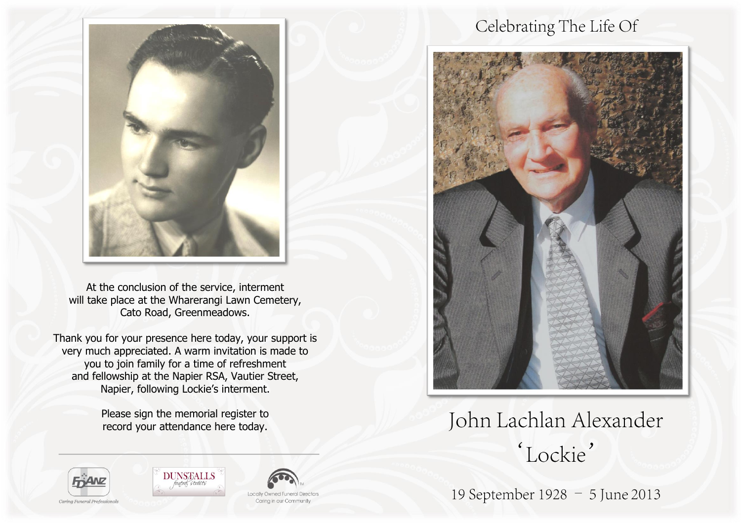At the conclusion of the service, interment will take place at the Wharerangi Lawn Cemetery, Cato Road, Greenmeadows.

Thank you for your presence here today, your support is very much appreciated. A warm invitation is made to you to join family for a time of refreshment and fellowship at the Napier RSA, Vautier Street, Napier, following Lockie's interment.

Please sign the memorial register to record your attendance here today.

FDANZ
Caring Funeral Professionals

DUNSTALLS funeral services

Locally Owned Funeral Directors
Caring in our Community

Celebrating The Life Of

# John Lachlan Alexander

## 'Lockie'

19 September 1928 – 5 June 2013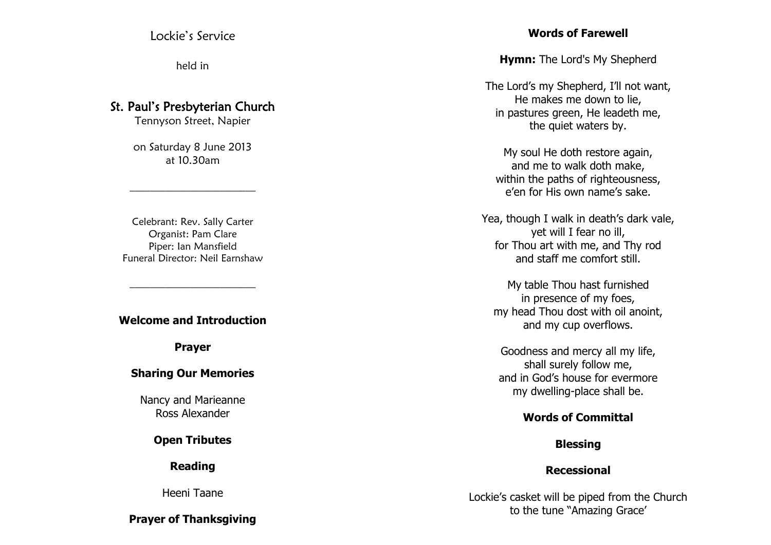Lockie's Service

held in

## St. Paul's Presbyterian Church

Tennyson Street, Napier

on Saturday 8 June 2013
at 10.30am

---

Celebrant: Rev. Sally Carter
Organist: Pam Clare
Piper: Ian Mansfield
Funeral Director: Neil Earnshaw

---

**Welcome and Introduction**

**Prayer**

**Sharing Our Memories**

Nancy and Marieanne
Ross Alexander

**Open Tributes**

**Reading**

Heeni Taane

**Prayer of Thanksgiving**

**Words of Farewell**

**Hymn:** The Lord's My Shepherd

The Lord's my Shepherd, I'll not want,
He makes me down to lie,
in pastures green, He leadeth me,
the quiet waters by.

My soul He doth restore again,
and me to walk doth make,
within the paths of righteousness,
e'en for His own name's sake.

Yea, though I walk in death's dark vale,
yet will I fear no ill,
for Thou art with me, and Thy rod
and staff me comfort still.

My table Thou hast furnished
in presence of my foes,
my head Thou dost with oil anoint,
and my cup overflows.

Goodness and mercy all my life,
shall surely follow me,
and in God's house for evermore
my dwelling-place shall be.

**Words of Committal**

**Blessing**

**Recessional**

Lockie's casket will be piped from the Church
to the tune "Amazing Grace'